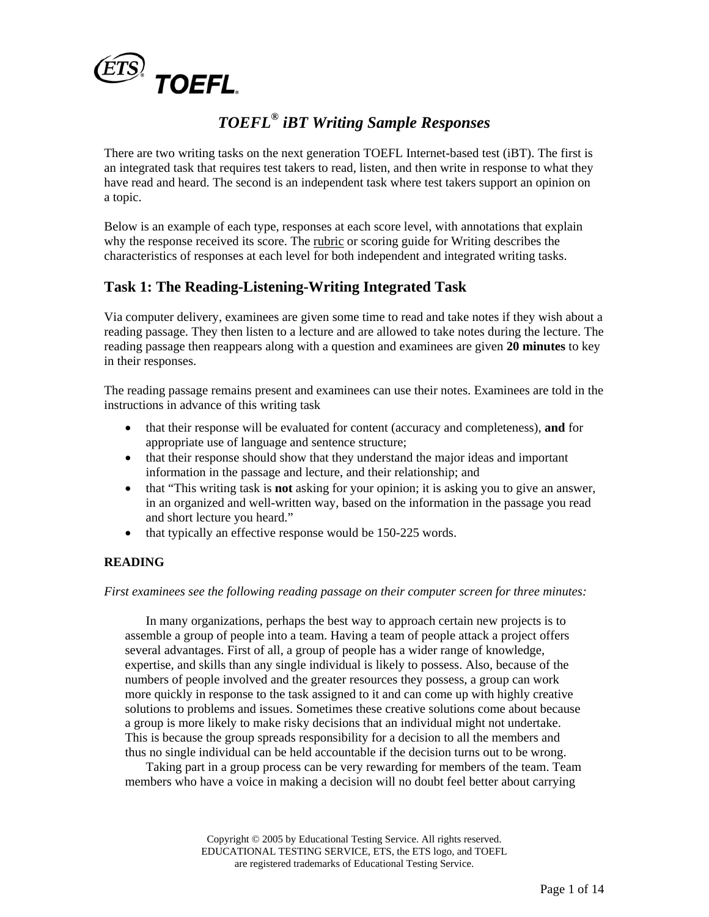# TOEFL® iBT Writing Sample Responses

There are two writing tasks on the next generation TOEFL Internet-based test (iBT). The first is an integrated task that requires test takers to read, listen, and then write in response to what they have read and heard. The second is an independent task where test takers support an opinion on a topic.

Below is an example of each type, responses at each score level, with annotations that explain why the response received its score. The rubric or scoring guide for Writing describes the characteristics of responses at each level for both independent and integrated writing tasks.

## Task 1: The Reading-Listening-Writing Integrated Task

Via computer delivery, examinees are given some time to read and take notes if they wish about a reading passage. They then listen to a lecture and are allowed to take notes during the lecture. The reading passage then reappears along with a question and examinees are given **20 minutes** to key in their responses.

The reading passage remains present and examinees can use their notes. Examinees are told in the instructions in advance of this writing task

- that their response will be evaluated for content (accuracy and completeness), **and** for appropriate use of language and sentence structure;
- that their response should show that they understand the major ideas and important information in the passage and lecture, and their relationship; and
- that "This writing task is **not** asking for your opinion; it is asking you to give an answer, in an organized and well-written way, based on the information in the passage you read and short lecture you heard."
- that typically an effective response would be 150-225 words.

**READING**

*First examinees see the following reading passage on their computer screen for three minutes:*

> In many organizations, perhaps the best way to approach certain new projects is to assemble a group of people into a team. Having a team of people attack a project offers several advantages. First of all, a group of people has a wider range of knowledge, expertise, and skills than any single individual is likely to possess. Also, because of the numbers of people involved and the greater resources they possess, a group can work more quickly in response to the task assigned to it and can come up with highly creative solutions to problems and issues. Sometimes these creative solutions come about because a group is more likely to make risky decisions that an individual might not undertake. This is because the group spreads responsibility for a decision to all the members and thus no single individual can be held accountable if the decision turns out to be wrong.
>
> Taking part in a group process can be very rewarding for members of the team. Team members who have a voice in making a decision will no doubt feel better about carrying

Copyright © 2005 by Educational Testing Service. All rights reserved.
EDUCATIONAL TESTING SERVICE, ETS, the ETS logo, and TOEFL are registered trademarks of Educational Testing Service.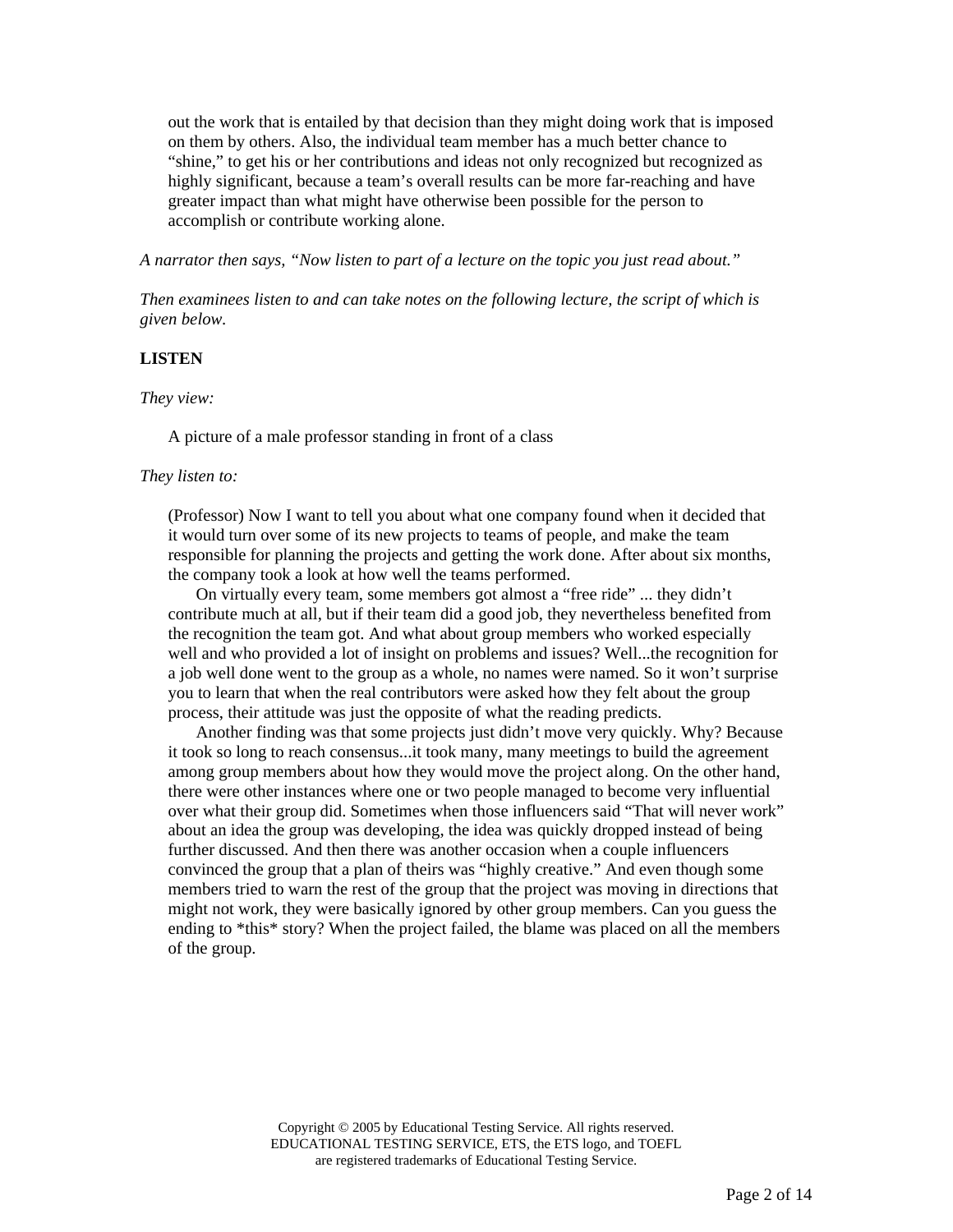out the work that is entailed by that decision than they might doing work that is imposed on them by others. Also, the individual team member has a much better chance to "shine," to get his or her contributions and ideas not only recognized but recognized as highly significant, because a team's overall results can be more far-reaching and have greater impact than what might have otherwise been possible for the person to accomplish or contribute working alone.

*A narrator then says, "Now listen to part of a lecture on the topic you just read about."*

*Then examinees listen to and can take notes on the following lecture, the script of which is given below.*

**LISTEN**

*They view:*

A picture of a male professor standing in front of a class

*They listen to:*

(Professor) Now I want to tell you about what one company found when it decided that it would turn over some of its new projects to teams of people, and make the team responsible for planning the projects and getting the work done. After about six months, the company took a look at how well the teams performed.

On virtually every team, some members got almost a "free ride" ... they didn't contribute much at all, but if their team did a good job, they nevertheless benefited from the recognition the team got. And what about group members who worked especially well and who provided a lot of insight on problems and issues? Well...the recognition for a job well done went to the group as a whole, no names were named. So it won't surprise you to learn that when the real contributors were asked how they felt about the group process, their attitude was just the opposite of what the reading predicts.

Another finding was that some projects just didn't move very quickly. Why? Because it took so long to reach consensus...it took many, many meetings to build the agreement among group members about how they would move the project along. On the other hand, there were other instances where one or two people managed to become very influential over what their group did. Sometimes when those influencers said "That will never work" about an idea the group was developing, the idea was quickly dropped instead of being further discussed. And then there was another occasion when a couple influencers convinced the group that a plan of theirs was "highly creative." And even though some members tried to warn the rest of the group that the project was moving in directions that might not work, they were basically ignored by other group members. Can you guess the ending to *this* story? When the project failed, the blame was placed on all the members of the group.

Copyright © 2005 by Educational Testing Service. All rights reserved.
EDUCATIONAL TESTING SERVICE, ETS, the ETS logo, and TOEFL are registered trademarks of Educational Testing Service.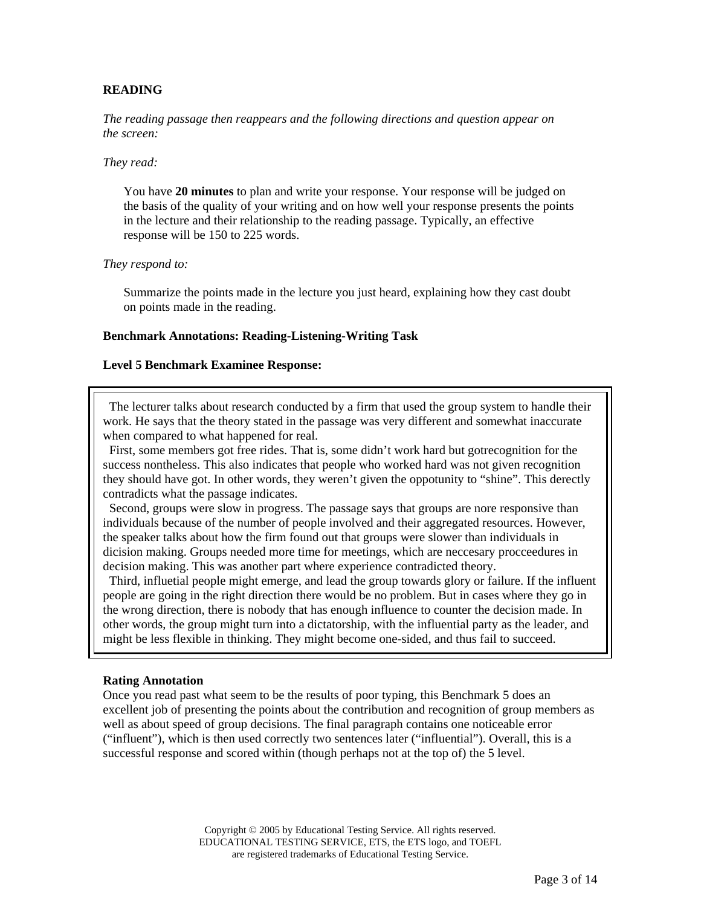**READING**

*The reading passage then reappears and the following directions and question appear on the screen:*

*They read:*

> You have **20 minutes** to plan and write your response. Your response will be judged on the basis of the quality of your writing and on how well your response presents the points in the lecture and their relationship to the reading passage. Typically, an effective response will be 150 to 225 words.

*They respond to:*

> Summarize the points made in the lecture you just heard, explaining how they cast doubt on points made in the reading.

**Benchmark Annotations: Reading-Listening-Writing Task**

**Level 5 Benchmark Examinee Response:**

> The lecturer talks about research conducted by a firm that used the group system to handle their work. He says that the theory stated in the passage was very different and somewhat inaccurate when compared to what happened for real.
>
> First, some members got free rides. That is, some didn't work hard but gotrecognition for the success nontheless. This also indicates that people who worked hard was not given recognition they should have got. In other words, they weren't given the oppotunity to "shine". This derectly contradicts what the passage indicates.
>
> Second, groups were slow in progress. The passage says that groups are nore responsive than individuals because of the number of people involved and their aggregated resources. However, the speaker talks about how the firm found out that groups were slower than individuals in dicision making. Groups needed more time for meetings, which are neccesary procceedures in decision making. This was another part where experience contradicted theory.
>
> Third, influetial people might emerge, and lead the group towards glory or failure. If the influent people are going in the right direction there would be no problem. But in cases where they go in the wrong direction, there is nobody that has enough influence to counter the decision made. In other words, the group might turn into a dictatorship, with the influential party as the leader, and might be less flexible in thinking. They might become one-sided, and thus fail to succeed.

**Rating Annotation**

Once you read past what seem to be the results of poor typing, this Benchmark 5 does an excellent job of presenting the points about the contribution and recognition of group members as well as about speed of group decisions. The final paragraph contains one noticeable error ("influent"), which is then used correctly two sentences later ("influential"). Overall, this is a successful response and scored within (though perhaps not at the top of) the 5 level.

Copyright © 2005 by Educational Testing Service. All rights reserved.
EDUCATIONAL TESTING SERVICE, ETS, the ETS logo, and TOEFL are registered trademarks of Educational Testing Service.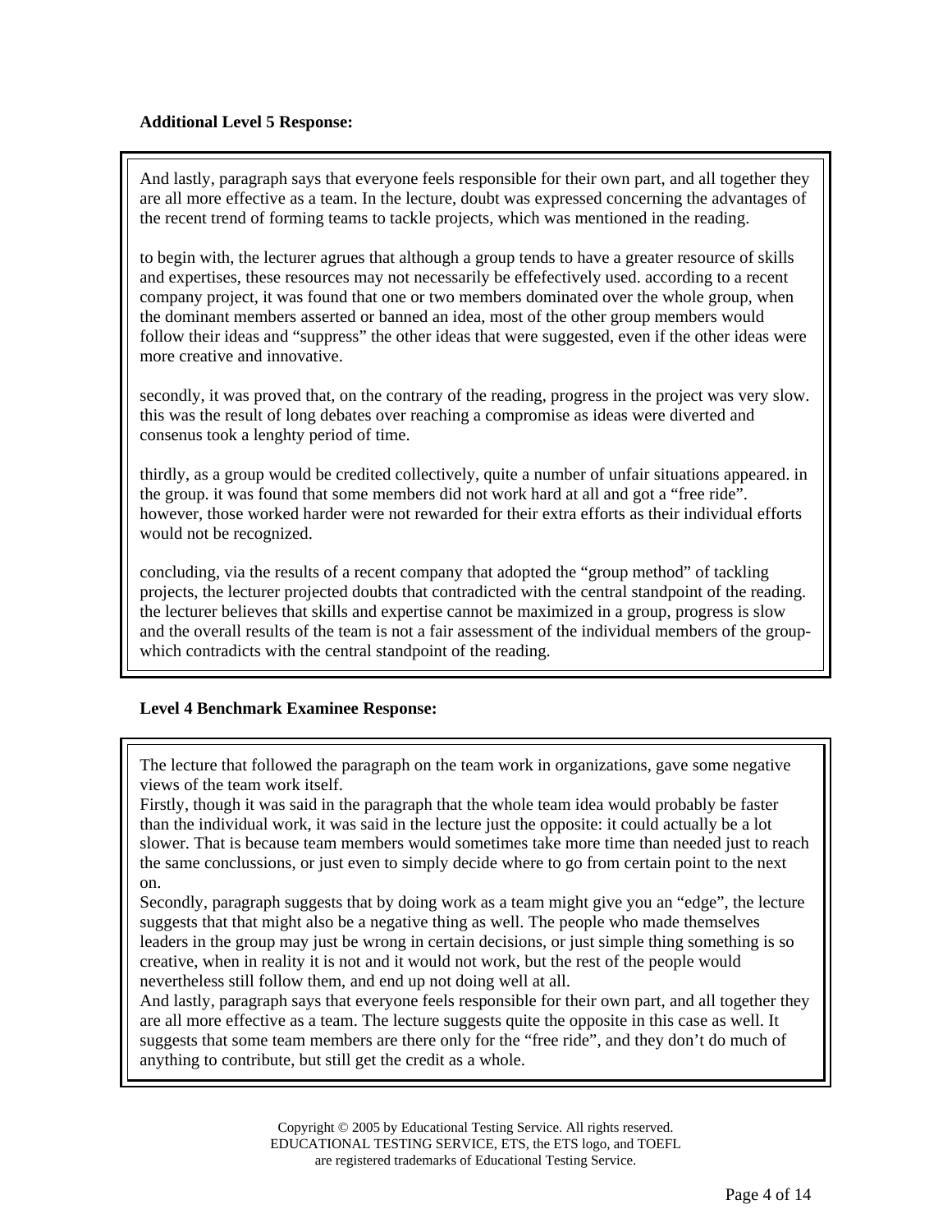**Additional Level 5 Response:**

And lastly, paragraph says that everyone feels responsible for their own part, and all together they are all more effective as a team. In the lecture, doubt was expressed concerning the advantages of the recent trend of forming teams to tackle projects, which was mentioned in the reading.

to begin with, the lecturer agrues that although a group tends to have a greater resource of skills and expertises, these resources may not necessarily be effefectively used. according to a recent company project, it was found that one or two members dominated over the whole group, when the dominant members asserted or banned an idea, most of the other group members would follow their ideas and "suppress" the other ideas that were suggested, even if the other ideas were more creative and innovative.

secondly, it was proved that, on the contrary of the reading, progress in the project was very slow. this was the result of long debates over reaching a compromise as ideas were diverted and consenus took a lenghty period of time.

thirdly, as a group would be credited collectively, quite a number of unfair situations appeared. in the group. it was found that some members did not work hard at all and got a "free ride". however, those worked harder were not rewarded for their extra efforts as their individual efforts would not be recognized.

concluding, via the results of a recent company that adopted the "group method" of tackling projects, the lecturer projected doubts that contradicted with the central standpoint of the reading. the lecturer believes that skills and expertise cannot be maximized in a group, progress is slow and the overall results of the team is not a fair assessment of the individual members of the group- which contradicts with the central standpoint of the reading.

**Level 4 Benchmark Examinee Response:**

The lecture that followed the paragraph on the team work in organizations, gave some negative views of the team work itself.

Firstly, though it was said in the paragraph that the whole team idea would probably be faster than the individual work, it was said in the lecture just the opposite: it could actually be a lot slower. That is because team members would sometimes take more time than needed just to reach the same conclussions, or just even to simply decide where to go from certain point to the next on.

Secondly, paragraph suggests that by doing work as a team might give you an "edge", the lecture suggests that that might also be a negative thing as well. The people who made themselves leaders in the group may just be wrong in certain decisions, or just simple thing something is so creative, when in reality it is not and it would not work, but the rest of the people would nevertheless still follow them, and end up not doing well at all.

And lastly, paragraph says that everyone feels responsible for their own part, and all together they are all more effective as a team. The lecture suggests quite the opposite in this case as well. It suggests that some team members are there only for the "free ride", and they don't do much of anything to contribute, but still get the credit as a whole.

Copyright © 2005 by Educational Testing Service. All rights reserved.
EDUCATIONAL TESTING SERVICE, ETS, the ETS logo, and TOEFL are registered trademarks of Educational Testing Service.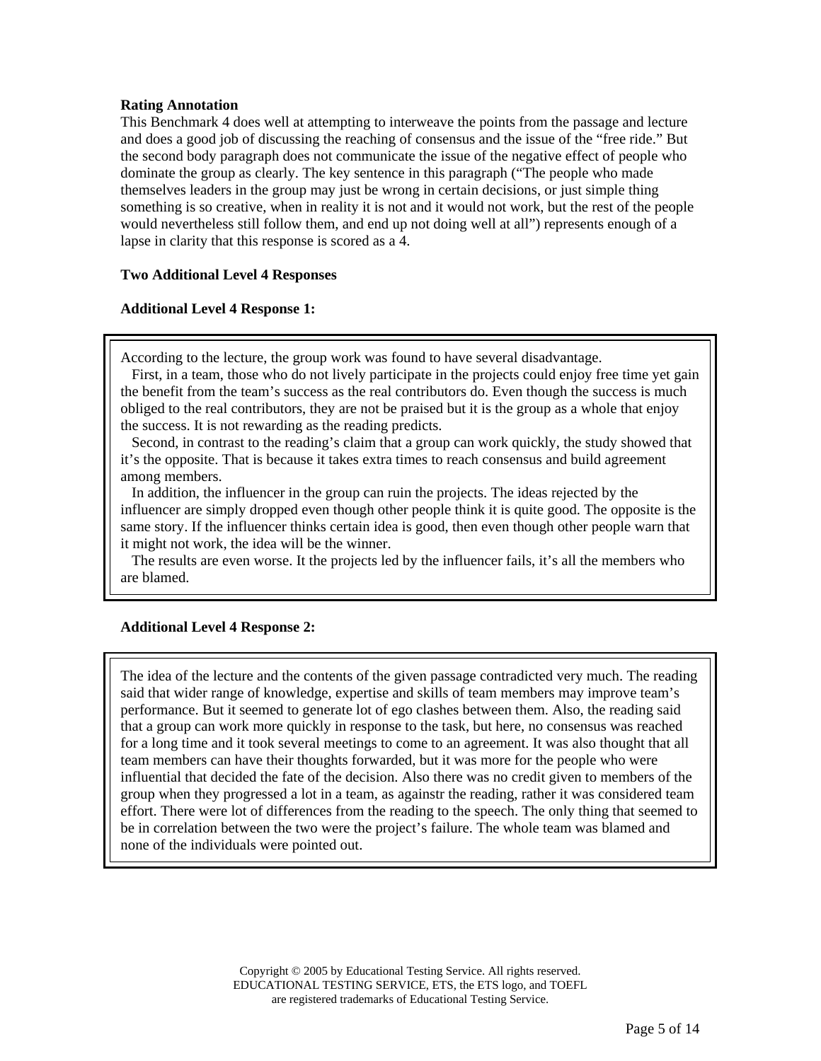**Rating Annotation**

This Benchmark 4 does well at attempting to interweave the points from the passage and lecture and does a good job of discussing the reaching of consensus and the issue of the "free ride." But the second body paragraph does not communicate the issue of the negative effect of people who dominate the group as clearly. The key sentence in this paragraph ("The people who made themselves leaders in the group may just be wrong in certain decisions, or just simple thing something is so creative, when in reality it is not and it would not work, but the rest of the people would nevertheless still follow them, and end up not doing well at all") represents enough of a lapse in clarity that this response is scored as a 4.

**Two Additional Level 4 Responses**

**Additional Level 4 Response 1:**

> According to the lecture, the group work was found to have several disadvantage.
>
> First, in a team, those who do not lively participate in the projects could enjoy free time yet gain the benefit from the team's success as the real contributors do. Even though the success is much obliged to the real contributors, they are not be praised but it is the group as a whole that enjoy the success. It is not rewarding as the reading predicts.
>
> Second, in contrast to the reading's claim that a group can work quickly, the study showed that it's the opposite. That is because it takes extra times to reach consensus and build agreement among members.
>
> In addition, the influencer in the group can ruin the projects. The ideas rejected by the influencer are simply dropped even though other people think it is quite good. The opposite is the same story. If the influencer thinks certain idea is good, then even though other people warn that it might not work, the idea will be the winner.
>
> The results are even worse. It the projects led by the influencer fails, it's all the members who are blamed.

**Additional Level 4 Response 2:**

> The idea of the lecture and the contents of the given passage contradicted very much. The reading said that wider range of knowledge, expertise and skills of team members may improve team's performance. But it seemed to generate lot of ego clashes between them. Also, the reading said that a group can work more quickly in response to the task, but here, no consensus was reached for a long time and it took several meetings to come to an agreement. It was also thought that all team members can have their thoughts forwarded, but it was more for the people who were influential that decided the fate of the decision. Also there was no credit given to members of the group when they progressed a lot in a team, as againstr the reading, rather it was considered team effort. There were lot of differences from the reading to the speech. The only thing that seemed to be in correlation between the two were the project's failure. The whole team was blamed and none of the individuals were pointed out.

Copyright © 2005 by Educational Testing Service. All rights reserved.
EDUCATIONAL TESTING SERVICE, ETS, the ETS logo, and TOEFL are registered trademarks of Educational Testing Service.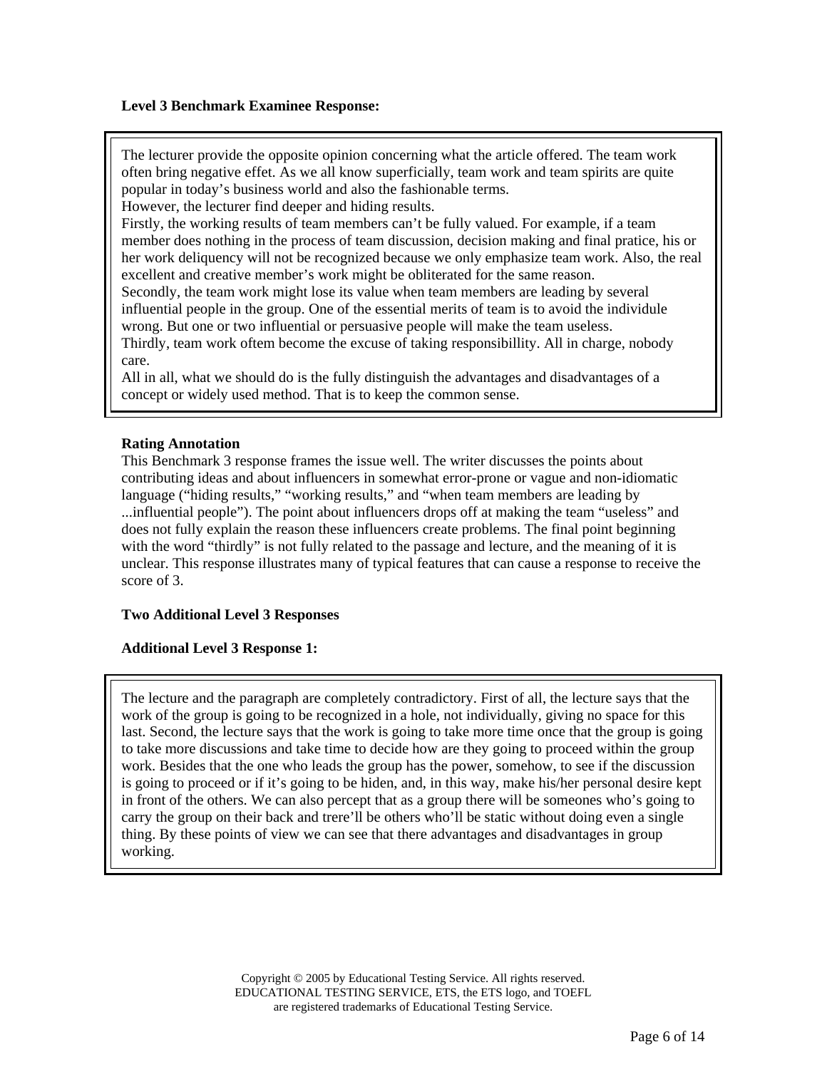**Level 3 Benchmark Examinee Response:**

> The lecturer provide the opposite opinion concerning what the article offered. The team work often bring negative effet. As we all know superficially, team work and team spirits are quite popular in today's business world and also the fashionable terms.
> However, the lecturer find deeper and hiding results.
> Firstly, the working results of team members can't be fully valued. For example, if a team member does nothing in the process of team discussion, decision making and final pratice, his or her work deliquency will not be recognized because we only emphasize team work. Also, the real excellent and creative member's work might be obliterated for the same reason.
> Secondly, the team work might lose its value when team members are leading by several influential people in the group. One of the essential merits of team is to avoid the individule wrong. But one or two influential or persuasive people will make the team useless.
> Thirdly, team work oftem become the excuse of taking responsibillity. All in charge, nobody care.
> All in all, what we should do is the fully distinguish the advantages and disadvantages of a concept or widely used method. That is to keep the common sense.

**Rating Annotation**

This Benchmark 3 response frames the issue well. The writer discusses the points about contributing ideas and about influencers in somewhat error-prone or vague and non-idiomatic language ("hiding results," "working results," and "when team members are leading by ...influential people"). The point about influencers drops off at making the team "useless" and does not fully explain the reason these influencers create problems. The final point beginning with the word "thirdly" is not fully related to the passage and lecture, and the meaning of it is unclear. This response illustrates many of typical features that can cause a response to receive the score of 3.

**Two Additional Level 3 Responses**

**Additional Level 3 Response 1:**

> The lecture and the paragraph are completely contradictory. First of all, the lecture says that the work of the group is going to be recognized in a hole, not individually, giving no space for this last. Second, the lecture says that the work is going to take more time once that the group is going to take more discussions and take time to decide how are they going to proceed within the group work. Besides that the one who leads the group has the power, somehow, to see if the discussion is going to proceed or if it's going to be hiden, and, in this way, make his/her personal desire kept in front of the others. We can also percept that as a group there will be someones who's going to carry the group on their back and trere'll be others who'll be static without doing even a single thing. By these points of view we can see that there advantages and disadvantages in group working.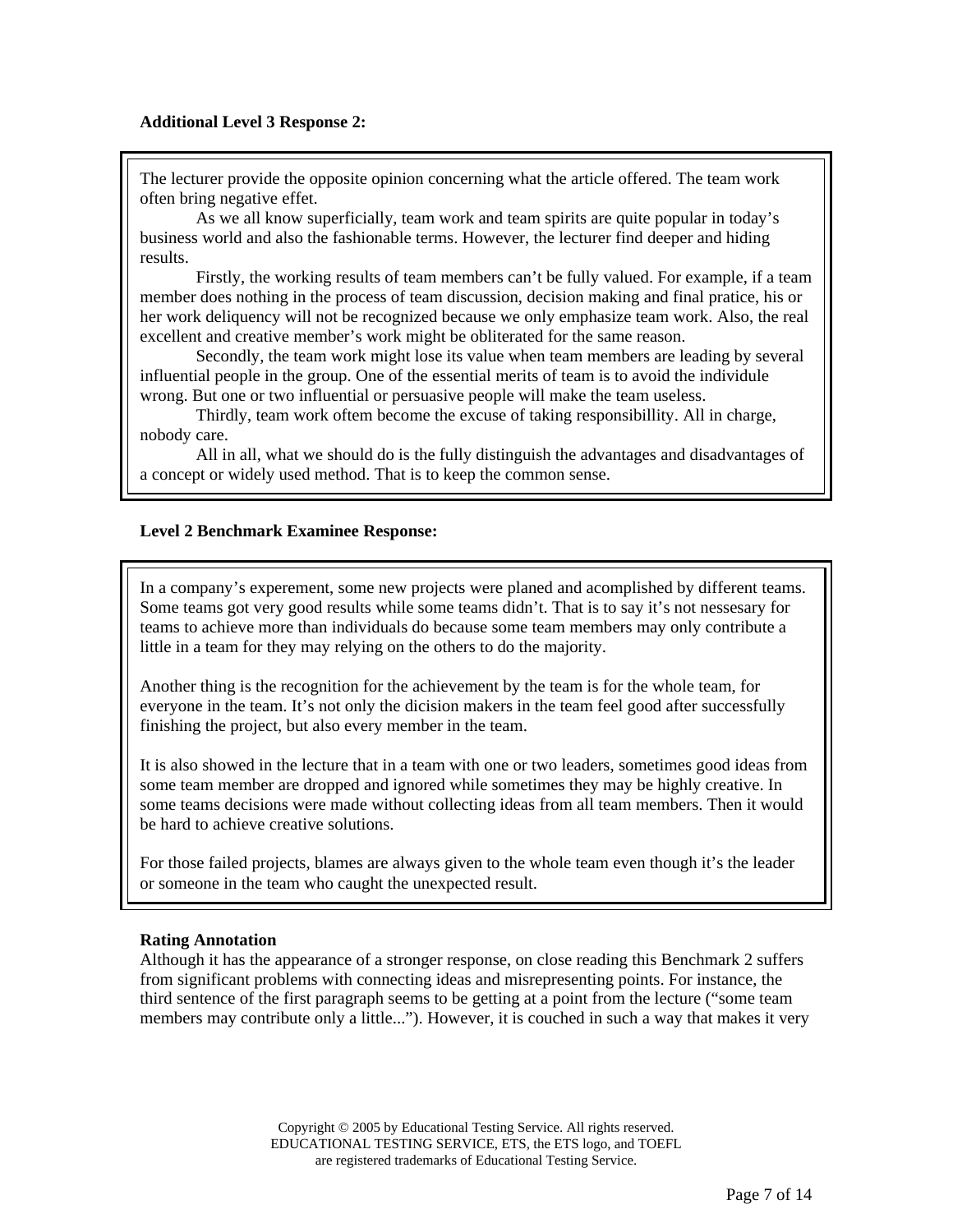**Additional Level 3 Response 2:**

> The lecturer provide the opposite opinion concerning what the article offered. The team work often bring negative effet.
>
> As we all know superficially, team work and team spirits are quite popular in today's business world and also the fashionable terms. However, the lecturer find deeper and hiding results.
>
> Firstly, the working results of team members can't be fully valued. For example, if a team member does nothing in the process of team discussion, decision making and final pratice, his or her work deliquency will not be recognized because we only emphasize team work. Also, the real excellent and creative member's work might be obliterated for the same reason.
>
> Secondly, the team work might lose its value when team members are leading by several influential people in the group. One of the essential merits of team is to avoid the individule wrong. But one or two influential or persuasive people will make the team useless.
>
> Thirdly, team work oftem become the excuse of taking responsibillity. All in charge, nobody care.
>
> All in all, what we should do is the fully distinguish the advantages and disadvantages of a concept or widely used method. That is to keep the common sense.

**Level 2 Benchmark Examinee Response:**

> In a company's experement, some new projects were planed and acomplished by different teams. Some teams got very good results while some teams didn't. That is to say it's not nessesary for teams to achieve more than individuals do because some team members may only contribute a little in a team for they may relying on the others to do the majority.
>
> Another thing is the recognition for the achievement by the team is for the whole team, for everyone in the team. It's not only the dicision makers in the team feel good after successfully finishing the project, but also every member in the team.
>
> It is also showed in the lecture that in a team with one or two leaders, sometimes good ideas from some team member are dropped and ignored while sometimes they may be highly creative. In some teams decisions were made without collecting ideas from all team members. Then it would be hard to achieve creative solutions.
>
> For those failed projects, blames are always given to the whole team even though it's the leader or someone in the team who caught the unexpected result.

**Rating Annotation**

Although it has the appearance of a stronger response, on close reading this Benchmark 2 suffers from significant problems with connecting ideas and misrepresenting points. For instance, the third sentence of the first paragraph seems to be getting at a point from the lecture ("some team members may contribute only a little..."). However, it is couched in such a way that makes it very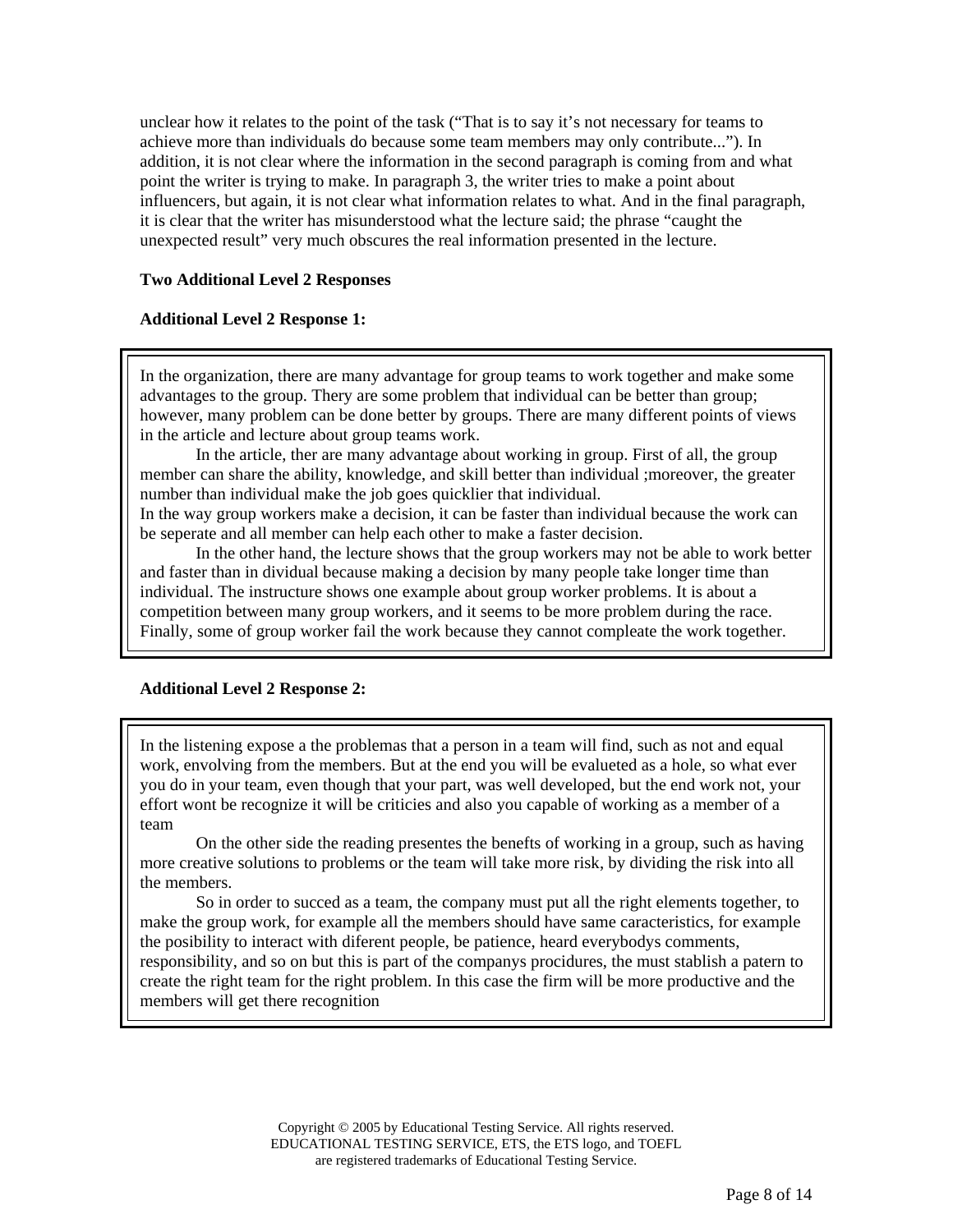unclear how it relates to the point of the task ("That is to say it's not necessary for teams to achieve more than individuals do because some team members may only contribute..."). In addition, it is not clear where the information in the second paragraph is coming from and what point the writer is trying to make. In paragraph 3, the writer tries to make a point about influencers, but again, it is not clear what information relates to what. And in the final paragraph, it is clear that the writer has misunderstood what the lecture said; the phrase "caught the unexpected result" very much obscures the real information presented in the lecture.

**Two Additional Level 2 Responses**

**Additional Level 2 Response 1:**

> In the organization, there are many advantage for group teams to work together and make some advantages to the group. Thery are some problem that individual can be better than group; however, many problem can be done better by groups. There are many different points of views in the article and lecture about group teams work.
>
> In the article, ther are many advantage about working in group. First of all, the group member can share the ability, knowledge, and skill better than individual ;moreover, the greater number than individual make the job goes quicklier that individual.
>
> In the way group workers make a decision, it can be faster than individual because the work can be seperate and all member can help each other to make a faster decision.
>
> In the other hand, the lecture shows that the group workers may not be able to work better and faster than in dividual because making a decision by many people take longer time than individual. The instructure shows one example about group worker problems. It is about a competition between many group workers, and it seems to be more problem during the race. Finally, some of group worker fail the work because they cannot compleate the work together.

**Additional Level 2 Response 2:**

> In the listening expose a the problemas that a person in a team will find, such as not and equal work, envolving from the members. But at the end you will be evalueted as a hole, so what ever you do in your team, even though that your part, was well developed, but the end work not, your effort wont be recognize it will be criticies and also you capable of working as a member of a team
>
> On the other side the reading presentes the benefts of working in a group, such as having more creative solutions to problems or the team will take more risk, by dividing the risk into all the members.
>
> So in order to succed as a team, the company must put all the right elements together, to make the group work, for example all the members should have same caracteristics, for example the posibility to interact with diferent people, be patience, heard everybodys comments, responsibility, and so on but this is part of the companys procidures, the must stablish a patern to create the right team for the right problem. In this case the firm will be more productive and the members will get there recognition

Copyright © 2005 by Educational Testing Service. All rights reserved.
EDUCATIONAL TESTING SERVICE, ETS, the ETS logo, and TOEFL are registered trademarks of Educational Testing Service.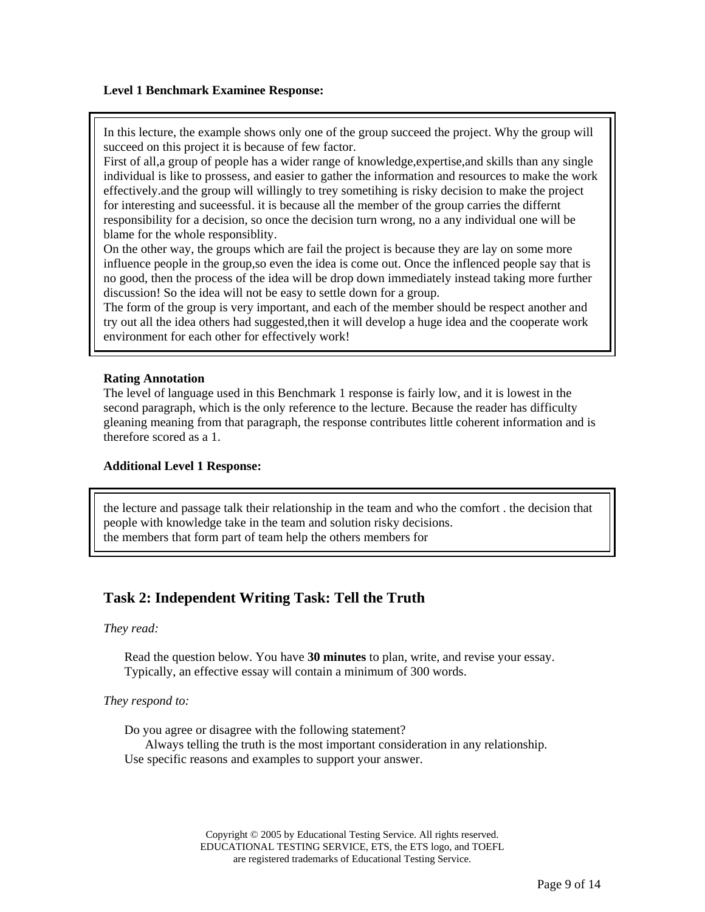**Level 1 Benchmark Examinee Response:**

> In this lecture, the example shows only one of the group succeed the project. Why the group will succeed on this project it is because of few factor.
> First of all,a group of people has a wider range of knowledge,expertise,and skills than any single individual is like to prossess, and easier to gather the information and resources to make the work effectively.and the group will willingly to trey sometihing is risky decision to make the project for interesting and suceessful. it is because all the member of the group carries the differnt responsibility for a decision, so once the decision turn wrong, no a any individual one will be blame for the whole responsiblity.
> On the other way, the groups which are fail the project is because they are lay on some more influence people in the group,so even the idea is come out. Once the inflenced people say that is no good, then the process of the idea will be drop down immediately instead taking more further discussion! So the idea will not be easy to settle down for a group.
> The form of the group is very important, and each of the member should be respect another and try out all the idea others had suggested,then it will develop a huge idea and the cooperate work environment for each other for effectively work!

**Rating Annotation**

The level of language used in this Benchmark 1 response is fairly low, and it is lowest in the second paragraph, which is the only reference to the lecture. Because the reader has difficulty gleaning meaning from that paragraph, the response contributes little coherent information and is therefore scored as a 1.

**Additional Level 1 Response:**

> the lecture and passage talk their relationship in the team and who the comfort . the decision that people with knowledge take in the team and solution risky decisions.
> the members that form part of team help the others members for

## Task 2: Independent Writing Task: Tell the Truth

*They read:*

Read the question below. You have **30 minutes** to plan, write, and revise your essay. Typically, an effective essay will contain a minimum of 300 words.

*They respond to:*

Do you agree or disagree with the following statement?

Always telling the truth is the most important consideration in any relationship.

Use specific reasons and examples to support your answer.

Copyright © 2005 by Educational Testing Service. All rights reserved.
EDUCATIONAL TESTING SERVICE, ETS, the ETS logo, and TOEFL
are registered trademarks of Educational Testing Service.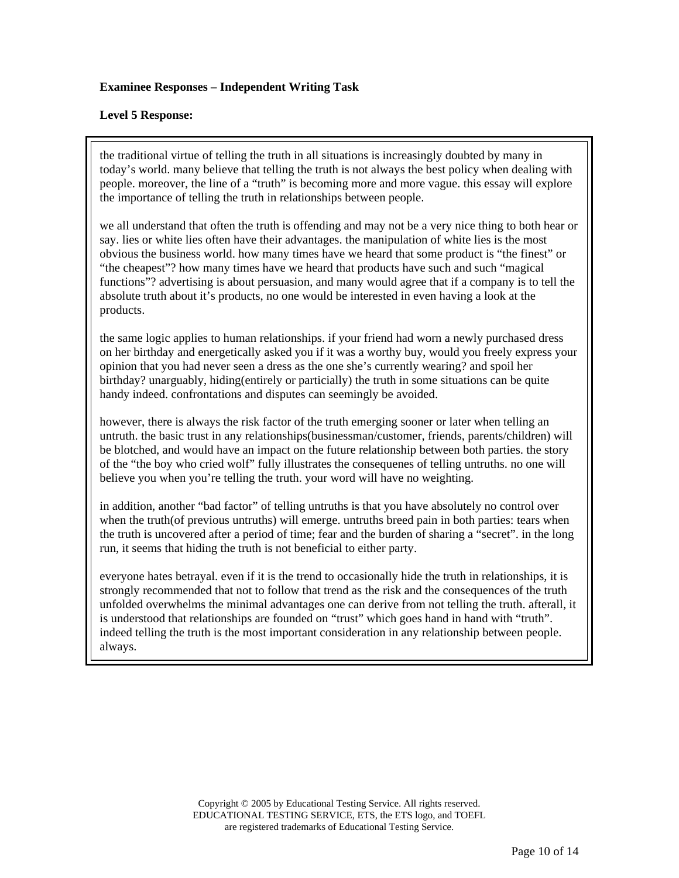**Examinee Responses – Independent Writing Task**

**Level 5 Response:**

the traditional virtue of telling the truth in all situations is increasingly doubted by many in today's world. many believe that telling the truth is not always the best policy when dealing with people. moreover, the line of a "truth" is becoming more and more vague. this essay will explore the importance of telling the truth in relationships between people.

we all understand that often the truth is offending and may not be a very nice thing to both hear or say. lies or white lies often have their advantages. the manipulation of white lies is the most obvious the business world. how many times have we heard that some product is "the finest" or "the cheapest"? how many times have we heard that products have such and such "magical functions"? advertising is about persuasion, and many would agree that if a company is to tell the absolute truth about it's products, no one would be interested in even having a look at the products.

the same logic applies to human relationships. if your friend had worn a newly purchased dress on her birthday and energetically asked you if it was a worthy buy, would you freely express your opinion that you had never seen a dress as the one she's currently wearing? and spoil her birthday? unarguably, hiding(entirely or particially) the truth in some situations can be quite handy indeed. confrontations and disputes can seemingly be avoided.

however, there is always the risk factor of the truth emerging sooner or later when telling an untruth. the basic trust in any relationships(businessman/customer, friends, parents/children) will be blotched, and would have an impact on the future relationship between both parties. the story of the "the boy who cried wolf" fully illustrates the consequenes of telling untruths. no one will believe you when you're telling the truth. your word will have no weighting.

in addition, another "bad factor" of telling untruths is that you have absolutely no control over when the truth(of previous untruths) will emerge. untruths breed pain in both parties: tears when the truth is uncovered after a period of time; fear and the burden of sharing a "secret". in the long run, it seems that hiding the truth is not beneficial to either party.

everyone hates betrayal. even if it is the trend to occasionally hide the truth in relationships, it is strongly recommended that not to follow that trend as the risk and the consequences of the truth unfolded overwhelms the minimal advantages one can derive from not telling the truth. afterall, it is understood that relationships are founded on "trust" which goes hand in hand with "truth". indeed telling the truth is the most important consideration in any relationship between people. always.

Copyright © 2005 by Educational Testing Service. All rights reserved.
EDUCATIONAL TESTING SERVICE, ETS, the ETS logo, and TOEFL are registered trademarks of Educational Testing Service.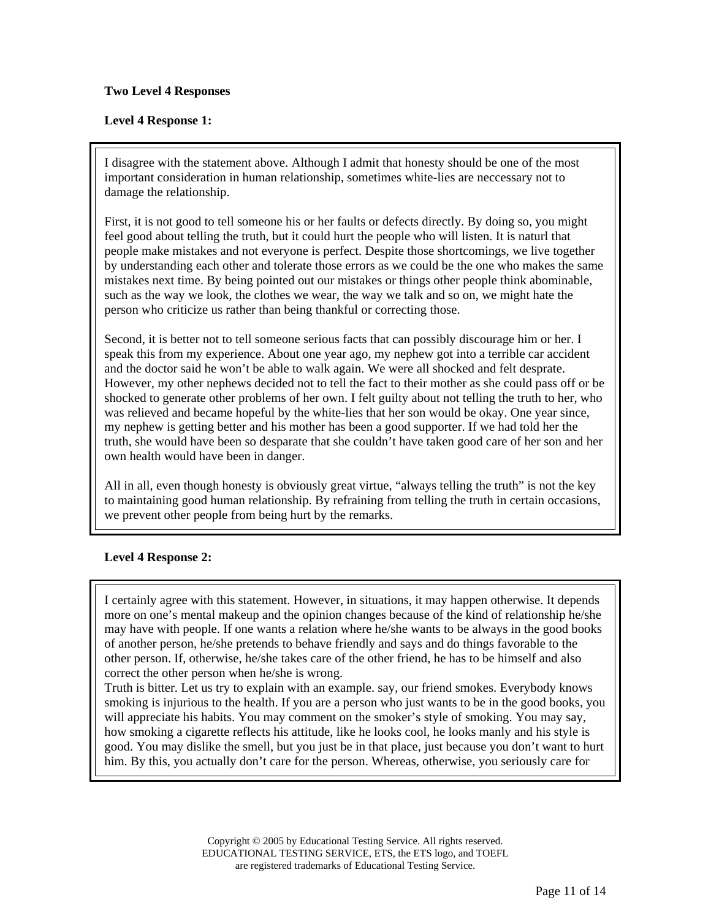**Two Level 4 Responses**

**Level 4 Response 1:**

I disagree with the statement above. Although I admit that honesty should be one of the most important consideration in human relationship, sometimes white-lies are neccessary not to damage the relationship.

First, it is not good to tell someone his or her faults or defects directly. By doing so, you might feel good about telling the truth, but it could hurt the people who will listen. It is naturl that people make mistakes and not everyone is perfect. Despite those shortcomings, we live together by understanding each other and tolerate those errors as we could be the one who makes the same mistakes next time. By being pointed out our mistakes or things other people think abominable, such as the way we look, the clothes we wear, the way we talk and so on, we might hate the person who criticize us rather than being thankful or correcting those.

Second, it is better not to tell someone serious facts that can possibly discourage him or her. I speak this from my experience. About one year ago, my nephew got into a terrible car accident and the doctor said he won't be able to walk again. We were all shocked and felt desprate. However, my other nephews decided not to tell the fact to their mother as she could pass off or be shocked to generate other problems of her own. I felt guilty about not telling the truth to her, who was relieved and became hopeful by the white-lies that her son would be okay. One year since, my nephew is getting better and his mother has been a good supporter. If we had told her the truth, she would have been so desparate that she couldn't have taken good care of her son and her own health would have been in danger.

All in all, even though honesty is obviously great virtue, "always telling the truth" is not the key to maintaining good human relationship. By refraining from telling the truth in certain occasions, we prevent other people from being hurt by the remarks.

**Level 4 Response 2:**

I certainly agree with this statement. However, in situations, it may happen otherwise. It depends more on one's mental makeup and the opinion changes because of the kind of relationship he/she may have with people. If one wants a relation where he/she wants to be always in the good books of another person, he/she pretends to behave friendly and says and do things favorable to the other person. If, otherwise, he/she takes care of the other friend, he has to be himself and also correct the other person when he/she is wrong.
Truth is bitter. Let us try to explain with an example. say, our friend smokes. Everybody knows smoking is injurious to the health. If you are a person who just wants to be in the good books, you will appreciate his habits. You may comment on the smoker's style of smoking. You may say, how smoking a cigarette reflects his attitude, like he looks cool, he looks manly and his style is good. You may dislike the smell, but you just be in that place, just because you don't want to hurt him. By this, you actually don't care for the person. Whereas, otherwise, you seriously care for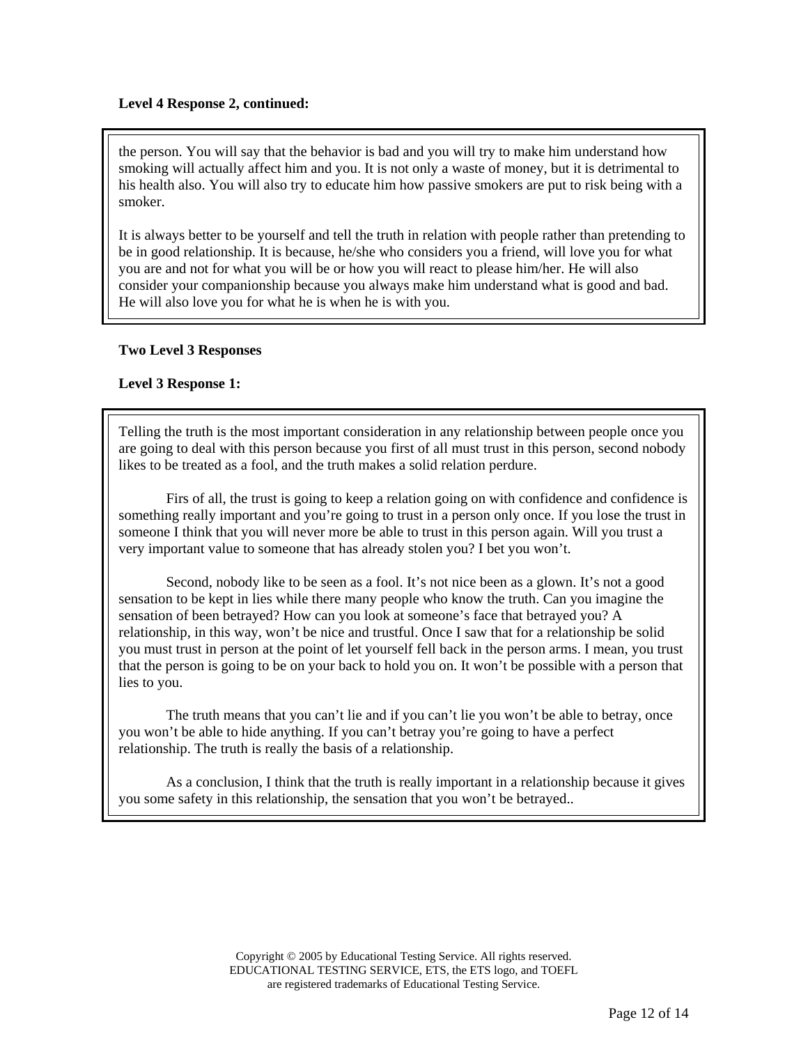**Level 4 Response 2, continued:**

the person. You will say that the behavior is bad and you will try to make him understand how smoking will actually affect him and you. It is not only a waste of money, but it is detrimental to his health also. You will also try to educate him how passive smokers are put to risk being with a smoker.

It is always better to be yourself and tell the truth in relation with people rather than pretending to be in good relationship. It is because, he/she who considers you a friend, will love you for what you are and not for what you will be or how you will react to please him/her. He will also consider your companionship because you always make him understand what is good and bad. He will also love you for what he is when he is with you.

**Two Level 3 Responses**

**Level 3 Response 1:**

Telling the truth is the most important consideration in any relationship between people once you are going to deal with this person because you first of all must trust in this person, second nobody likes to be treated as a fool, and the truth makes a solid relation perdure.

Firs of all, the trust is going to keep a relation going on with confidence and confidence is something really important and you're going to trust in a person only once. If you lose the trust in someone I think that you will never more be able to trust in this person again. Will you trust a very important value to someone that has already stolen you? I bet you won't.

Second, nobody like to be seen as a fool. It's not nice been as a glown. It's not a good sensation to be kept in lies while there many people who know the truth. Can you imagine the sensation of been betrayed? How can you look at someone's face that betrayed you? A relationship, in this way, won't be nice and trustful. Once I saw that for a relationship be solid you must trust in person at the point of let yourself fell back in the person arms. I mean, you trust that the person is going to be on your back to hold you on. It won't be possible with a person that lies to you.

The truth means that you can't lie and if you can't lie you won't be able to betray, once you won't be able to hide anything. If you can't betray you're going to have a perfect relationship. The truth is really the basis of a relationship.

As a conclusion, I think that the truth is really important in a relationship because it gives you some safety in this relationship, the sensation that you won't be betrayed..

Copyright © 2005 by Educational Testing Service. All rights reserved.
EDUCATIONAL TESTING SERVICE, ETS, the ETS logo, and TOEFL are registered trademarks of Educational Testing Service.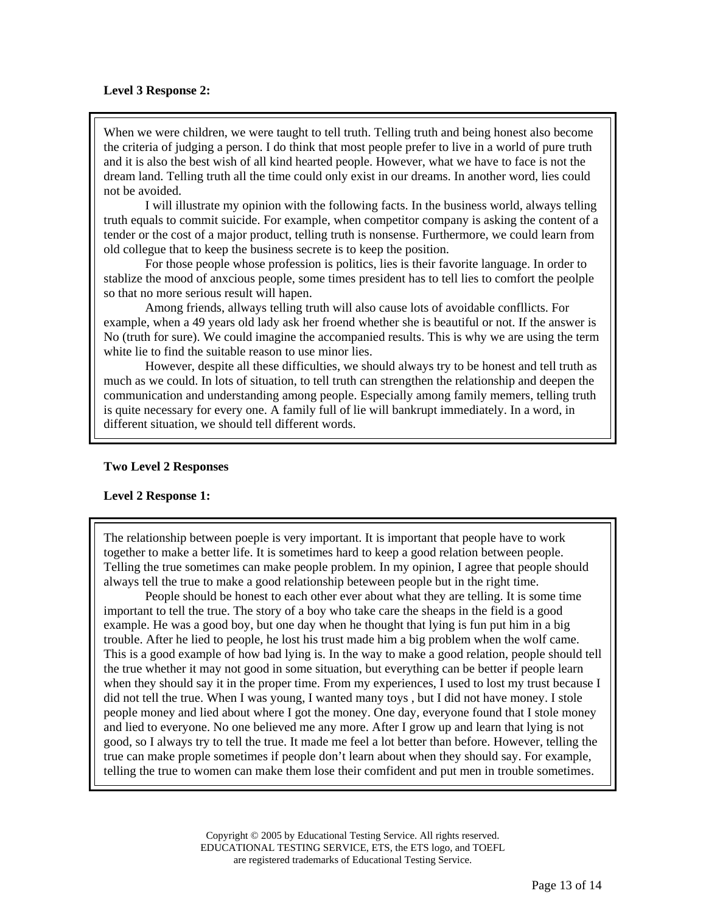**Level 3 Response 2:**

When we were children, we were taught to tell truth. Telling truth and being honest also become the criteria of judging a person. I do think that most people prefer to live in a world of pure truth and it is also the best wish of all kind hearted people. However, what we have to face is not the dream land. Telling truth all the time could only exist in our dreams. In another word, lies could not be avoided.

I will illustrate my opinion with the following facts. In the business world, always telling truth equals to commit suicide. For example, when competitor company is asking the content of a tender or the cost of a major product, telling truth is nonsense. Furthermore, we could learn from old collegue that to keep the business secrete is to keep the position.

For those people whose profession is politics, lies is their favorite language. In order to stablize the mood of anxcious people, some times president has to tell lies to comfort the peolple so that no more serious result will hapen.

Among friends, allways telling truth will also cause lots of avoidable confllicts. For example, when a 49 years old lady ask her froend whether she is beautiful or not. If the answer is No (truth for sure). We could imagine the accompanied results. This is why we are using the term white lie to find the suitable reason to use minor lies.

However, despite all these difficulties, we should always try to be honest and tell truth as much as we could. In lots of situation, to tell truth can strengthen the relationship and deepen the communication and understanding among people. Especially among family memers, telling truth is quite necessary for every one. A family full of lie will bankrupt immediately. In a word, in different situation, we should tell different words.

**Two Level 2 Responses**

**Level 2 Response 1:**

The relationship between poeple is very important. It is important that people have to work together to make a better life. It is sometimes hard to keep a good relation between people. Telling the true sometimes can make people problem. In my opinion, I agree that people should always tell the true to make a good relationship beteween people but in the right time.

People should be honest to each other ever about what they are telling. It is some time important to tell the true. The story of a boy who take care the sheaps in the field is a good example. He was a good boy, but one day when he thought that lying is fun put him in a big trouble. After he lied to people, he lost his trust made him a big problem when the wolf came. This is a good example of how bad lying is. In the way to make a good relation, people should tell the true whether it may not good in some situation, but everything can be better if people learn when they should say it in the proper time. From my experiences, I used to lost my trust because I did not tell the true. When I was young, I wanted many toys , but I did not have money. I stole people money and lied about where I got the money. One day, everyone found that I stole money and lied to everyone. No one believed me any more. After I grow up and learn that lying is not good, so I always try to tell the true. It made me feel a lot better than before. However, telling the true can make prople sometimes if people don't learn about when they should say. For example, telling the true to women can make them lose their comfident and put men in trouble sometimes.

Copyright © 2005 by Educational Testing Service. All rights reserved.
EDUCATIONAL TESTING SERVICE, ETS, the ETS logo, and TOEFL are registered trademarks of Educational Testing Service.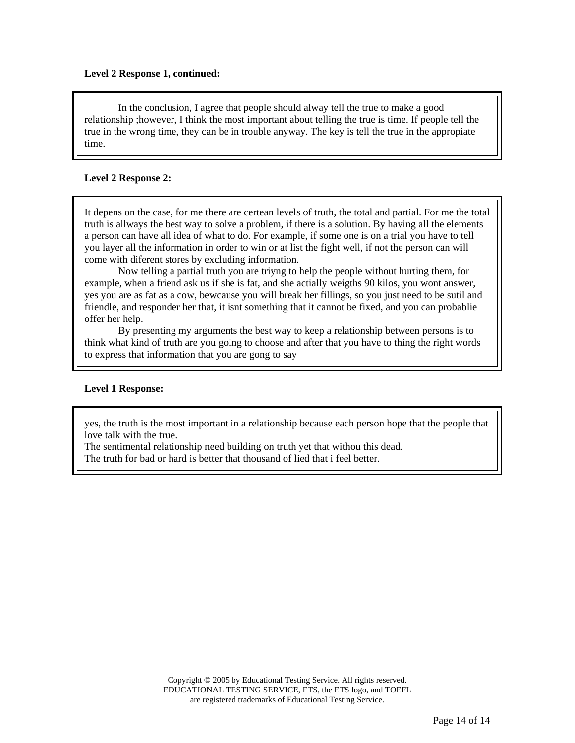**Level 2 Response 1, continued:**

In the conclusion, I agree that people should alway tell the true to make a good relationship ;however, I think the most important about telling the true is time. If people tell the true in the wrong time, they can be in trouble anyway. The key is tell the true in the appropiate time.

**Level 2 Response 2:**

It depens on the case, for me there are certean levels of truth, the total and partial. For me the total truth is allways the best way to solve a problem, if there is a solution. By having all the elements a person can have all idea of what to do. For example, if some one is on a trial you have to tell you layer all the information in order to win or at list the fight well, if not the person can will come with diferent stores by excluding information.

Now telling a partial truth you are triyng to help the people without hurting them, for example, when a friend ask us if she is fat, and she actially weigths 90 kilos, you wont answer, yes you are as fat as a cow, bewcause you will break her fillings, so you just need to be sutil and friendle, and responder her that, it isnt something that it cannot be fixed, and you can probablie offer her help.

By presenting my arguments the best way to keep a relationship between persons is to think what kind of truth are you going to choose and after that you have to thing the right words to express that information that you are gong to say

**Level 1 Response:**

yes, the truth is the most important in a relationship because each person hope that the people that love talk with the true.
The sentimental relationship need building on truth yet that withou this dead.
The truth for bad or hard is better that thousand of lied that i feel better.

Copyright © 2005 by Educational Testing Service. All rights reserved.
EDUCATIONAL TESTING SERVICE, ETS, the ETS logo, and TOEFL are registered trademarks of Educational Testing Service.